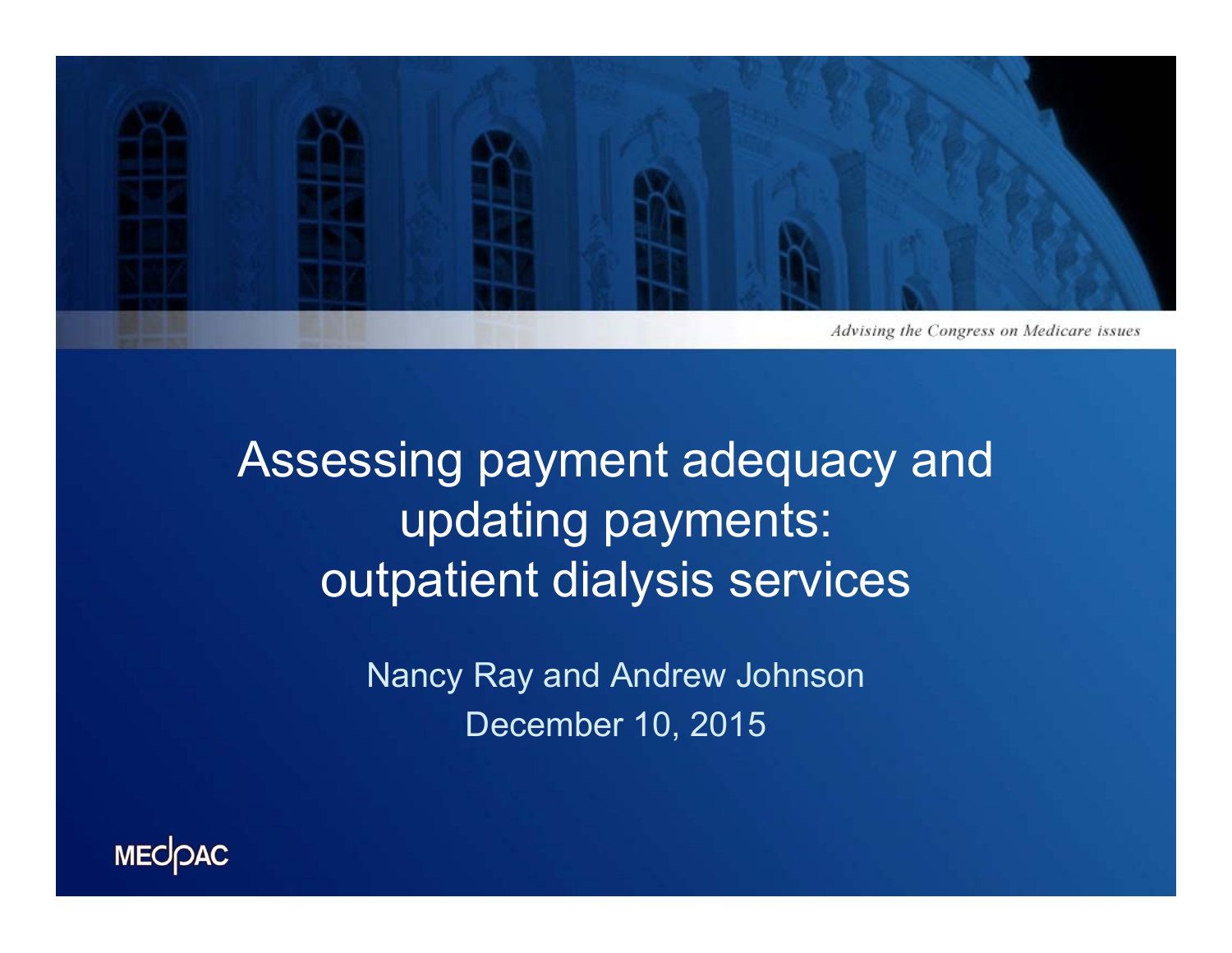*Advising the Congress on Medicare issues*

# Assessing payment adequacy and updating payments: outpatient dialysis services

Nancy Ray and Andrew Johnson

December 10, 2015

MEDPAC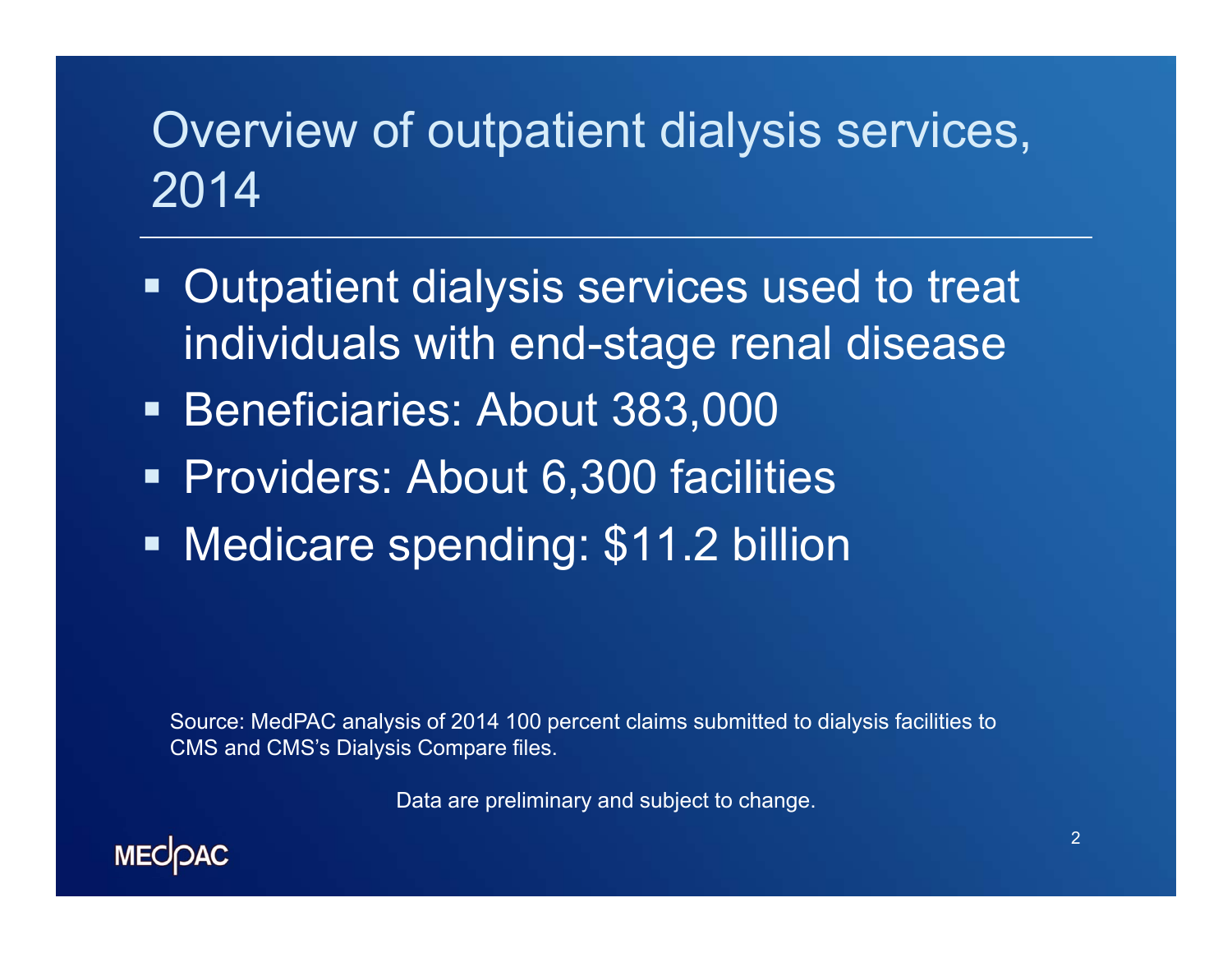# Overview of outpatient dialysis services, 2014

- Outpatient dialysis services used to treat individuals with end-stage renal disease
- Beneficiaries: About 383,000
- Providers: About 6,300 facilities
- Medicare spending: $11.2 billion

Source: MedPAC analysis of 2014 100 percent claims submitted to dialysis facilities to CMS and CMS's Dialysis Compare files.

Data are preliminary and subject to change.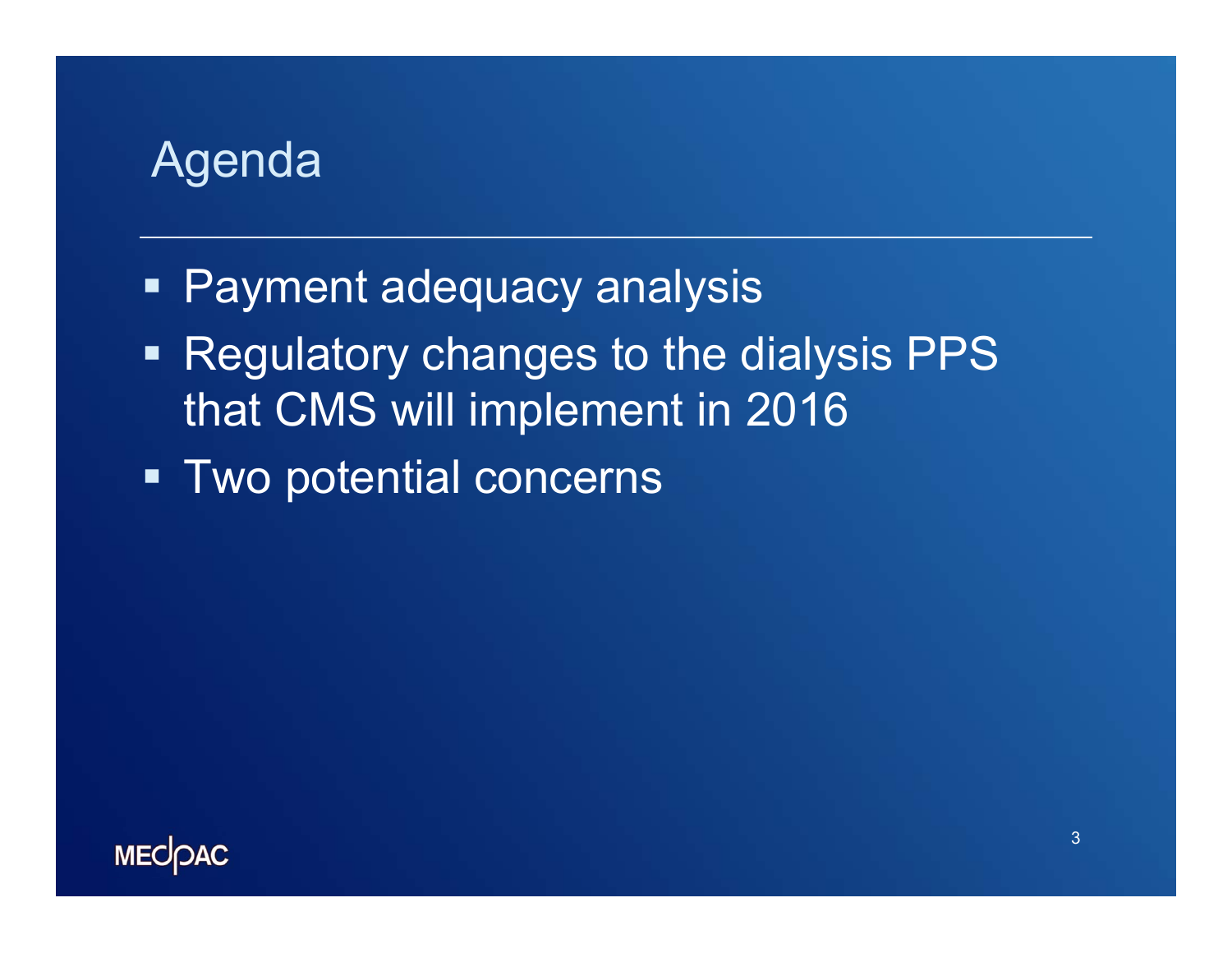# Agenda

- Payment adequacy analysis
- Regulatory changes to the dialysis PPS that CMS will implement in 2016
- Two potential concerns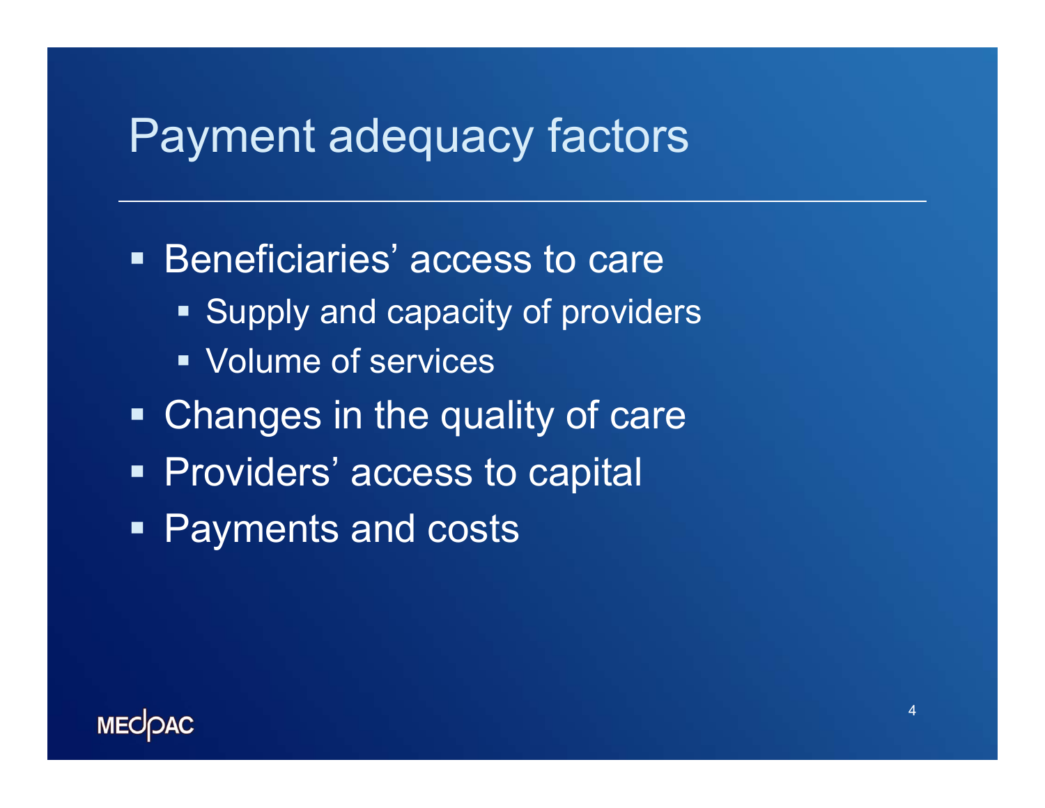# Payment adequacy factors

- Beneficiaries' access to care
  - Supply and capacity of providers
  - Volume of services
- Changes in the quality of care
- Providers' access to capital
- Payments and costs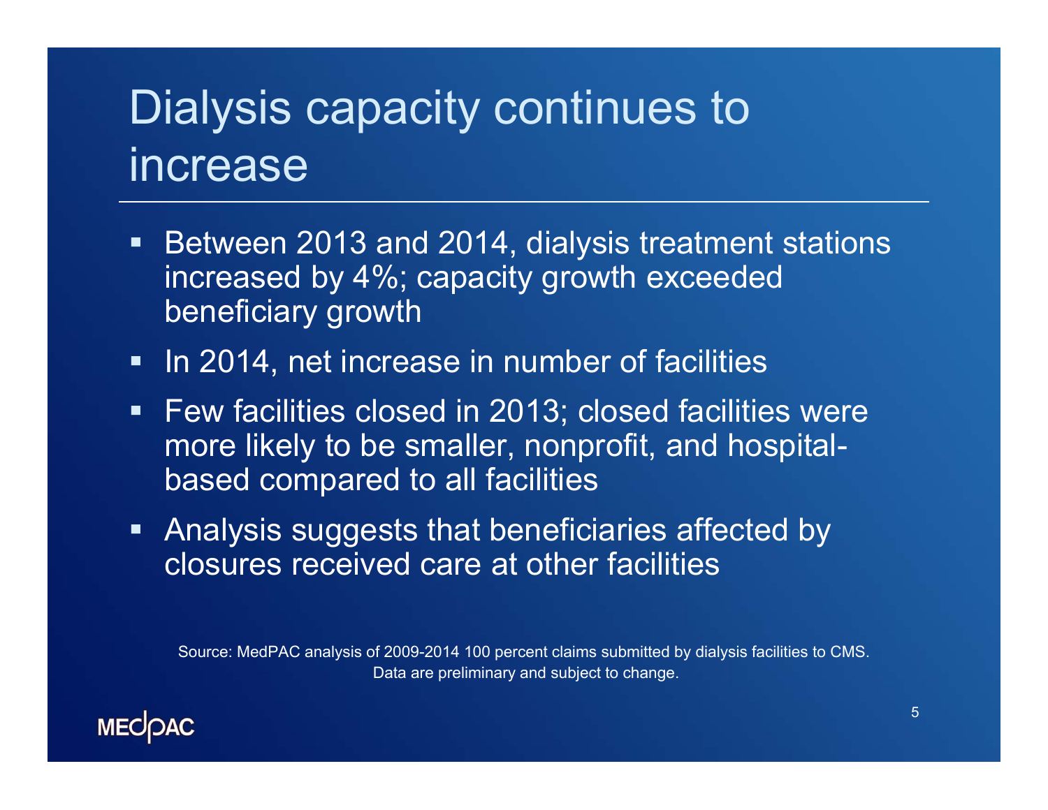# Dialysis capacity continues to increase

- Between 2013 and 2014, dialysis treatment stations increased by 4%; capacity growth exceeded beneficiary growth
- In 2014, net increase in number of facilities
- Few facilities closed in 2013; closed facilities were more likely to be smaller, nonprofit, and hospital-based compared to all facilities
- Analysis suggests that beneficiaries affected by closures received care at other facilities

Source: MedPAC analysis of 2009-2014 100 percent claims submitted by dialysis facilities to CMS. Data are preliminary and subject to change.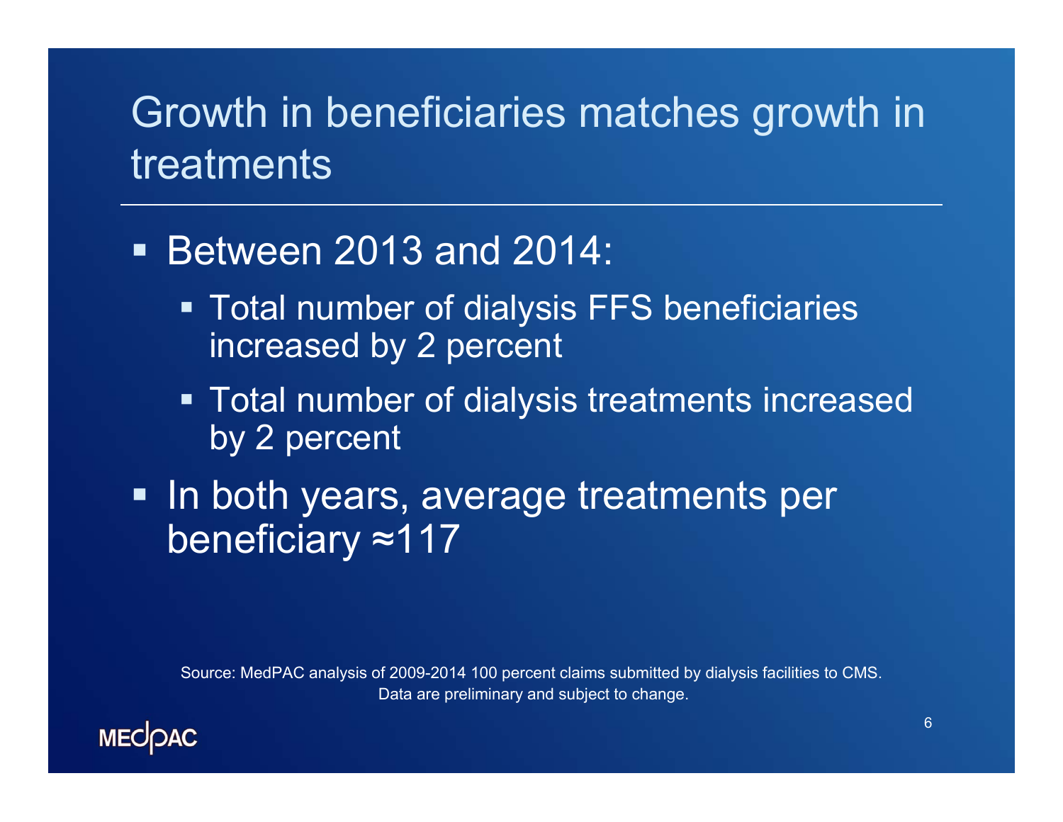# Growth in beneficiaries matches growth in treatments

- Between 2013 and 2014:
  - Total number of dialysis FFS beneficiaries increased by 2 percent
  - Total number of dialysis treatments increased by 2 percent
- In both years, average treatments per beneficiary ≈117

Source: MedPAC analysis of 2009-2014 100 percent claims submitted by dialysis facilities to CMS. Data are preliminary and subject to change.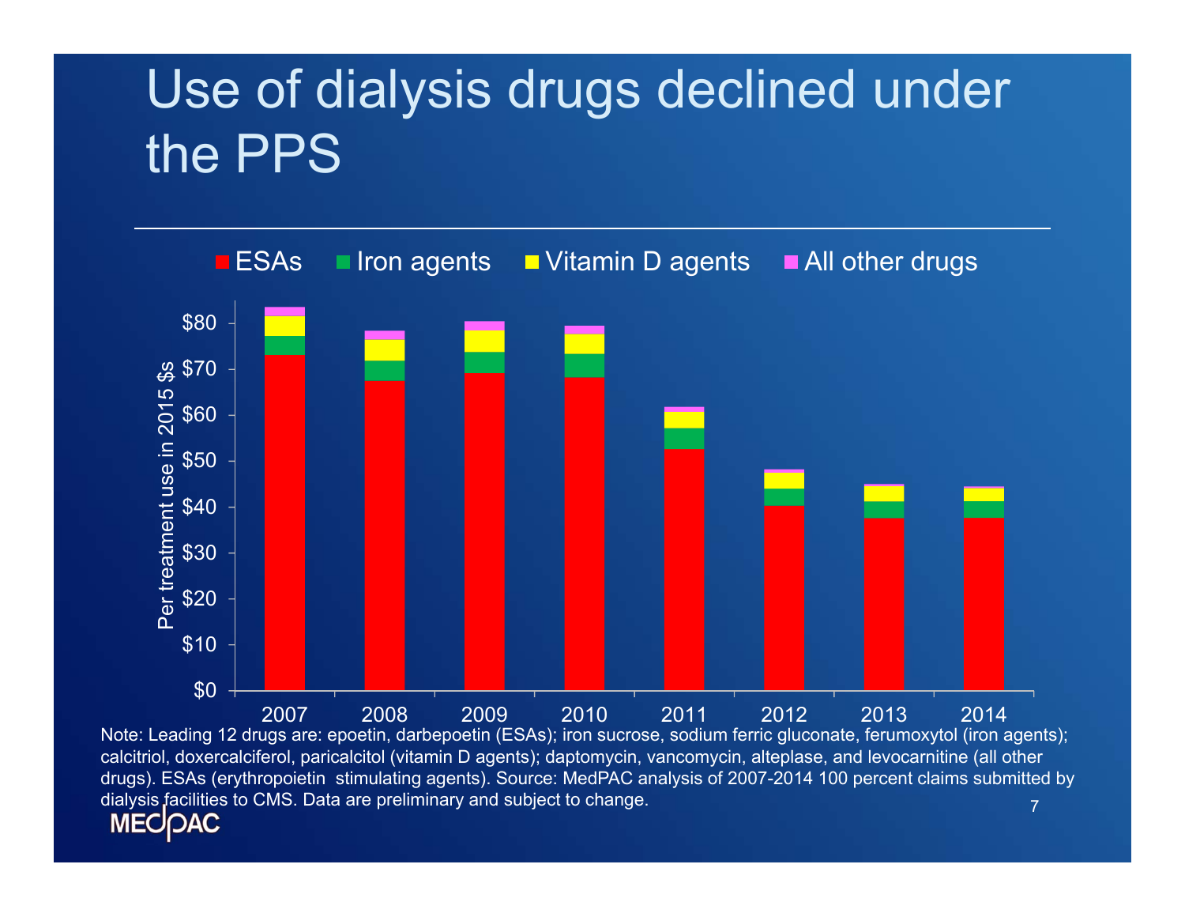# Use of dialysis drugs declined under the PPS

ESAs
Iron agents
Vitamin D agents
All other drugs

Per treatment use in 2015 $s

$80
$70
$60
$50
$40
$30
$20
$10
$0

2007
2008
2009
2010
2011
2012
2013
2014

Note: Leading 12 drugs are: epoetin, darbepoetin (ESAs); iron sucrose, sodium ferric gluconate, ferumoxytol (iron agents); calcitriol, doxercalciferol, paricalcitol (vitamin D agents); daptomycin, vancomycin, alteplase, and levocarnitine (all other drugs). ESAs (erythropoietin stimulating agents). Source: MedPAC analysis of 2007-2014 100 percent claims submitted by dialysis facilities to CMS. Data are preliminary and subject to change.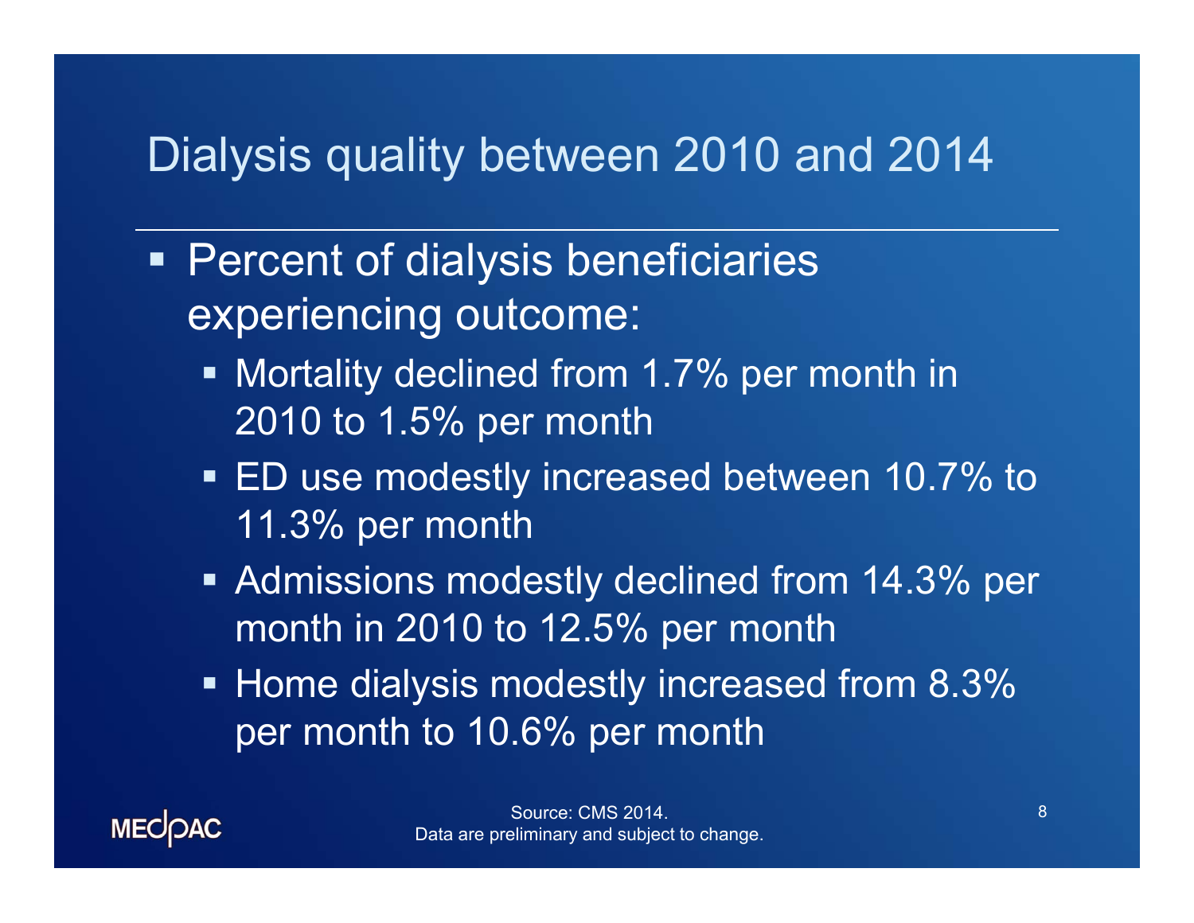# Dialysis quality between 2010 and 2014

- Percent of dialysis beneficiaries experiencing outcome:
  - Mortality declined from 1.7% per month in 2010 to 1.5% per month
  - ED use modestly increased between 10.7% to 11.3% per month
  - Admissions modestly declined from 14.3% per month in 2010 to 12.5% per month
  - Home dialysis modestly increased from 8.3% per month to 10.6% per month

Source: CMS 2014.
Data are preliminary and subject to change.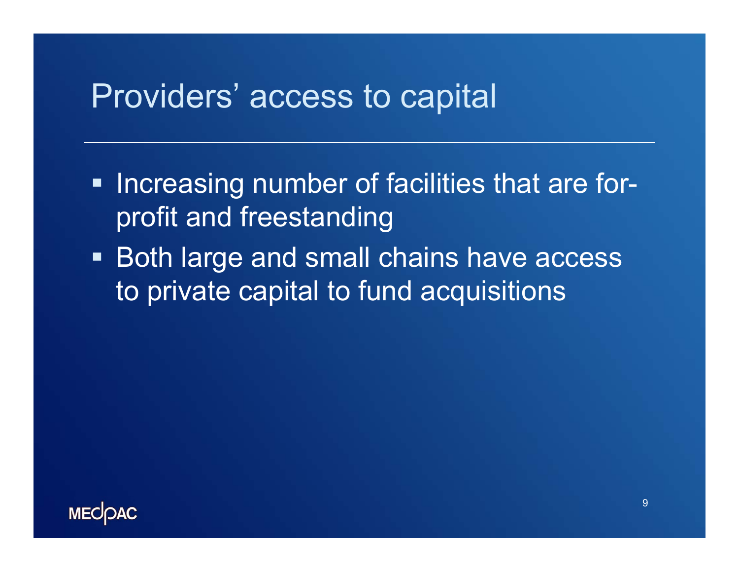# Providers' access to capital

- Increasing number of facilities that are for-profit and freestanding
- Both large and small chains have access to private capital to fund acquisitions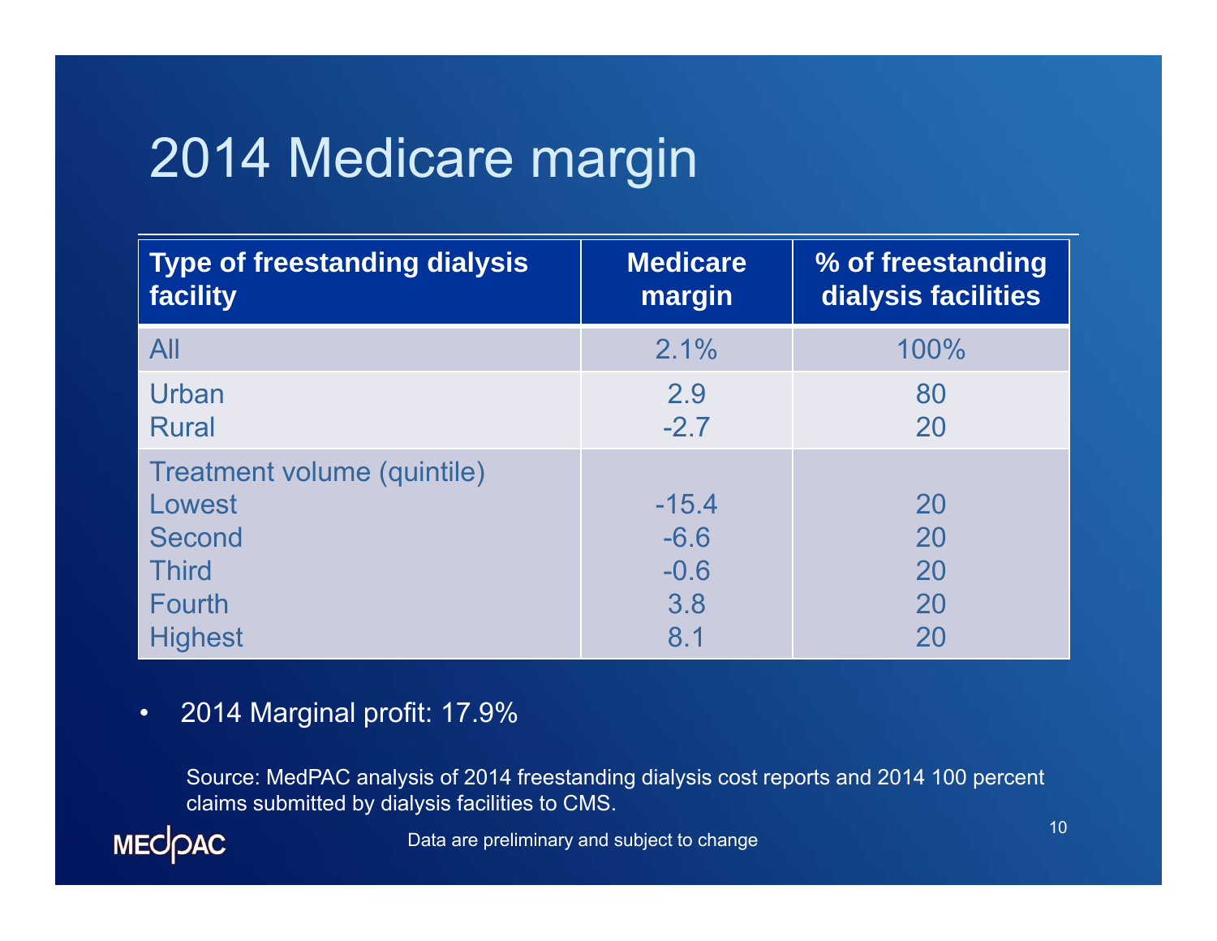# 2014 Medicare margin

| Type of freestanding dialysis facility | Medicare margin | % of freestanding dialysis facilities |
|---|---|---|
| All | 2.1% | 100% |
| Urban | 2.9 | 80 |
| Rural | -2.7 | 20 |
| Treatment volume (quintile) | | |
| Lowest | -15.4 | 20 |
| Second | -6.6 | 20 |
| Third | -0.6 | 20 |
| Fourth | 3.8 | 20 |
| Highest | 8.1 | 20 |

- 2014 Marginal profit: 17.9%

Source: MedPAC analysis of 2014 freestanding dialysis cost reports and 2014 100 percent claims submitted by dialysis facilities to CMS.

Data are preliminary and subject to change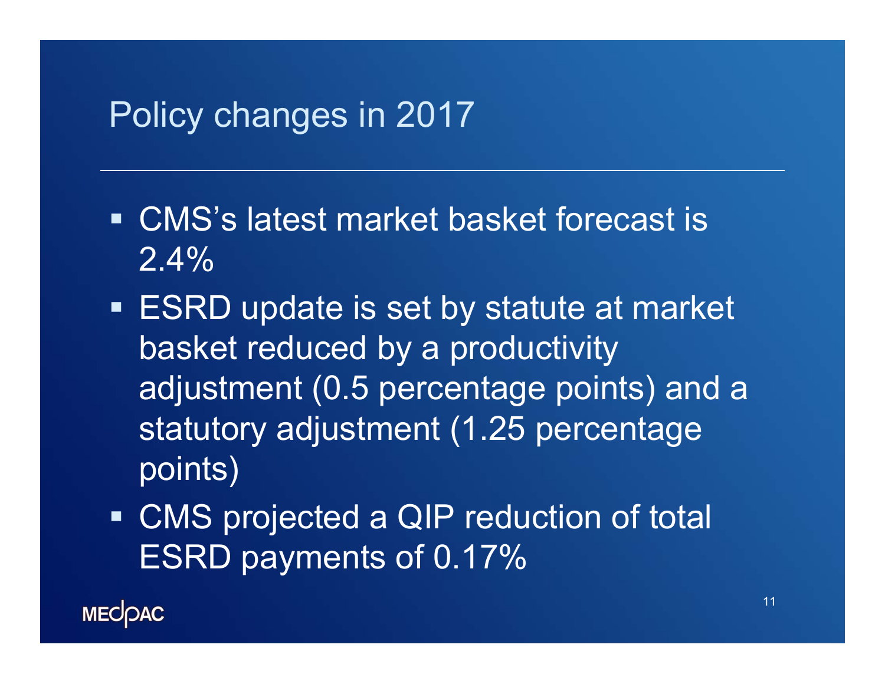# Policy changes in 2017

- CMS's latest market basket forecast is 2.4%
- ESRD update is set by statute at market basket reduced by a productivity adjustment (0.5 percentage points) and a statutory adjustment (1.25 percentage points)
- CMS projected a QIP reduction of total ESRD payments of 0.17%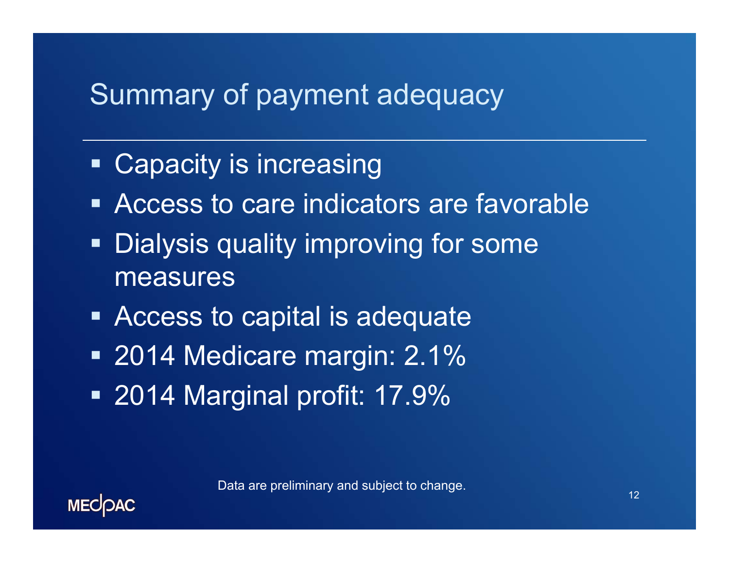# Summary of payment adequacy

- Capacity is increasing
- Access to care indicators are favorable
- Dialysis quality improving for some measures
- Access to capital is adequate
- 2014 Medicare margin: 2.1%
- 2014 Marginal profit: 17.9%

Data are preliminary and subject to change.

MEDPAC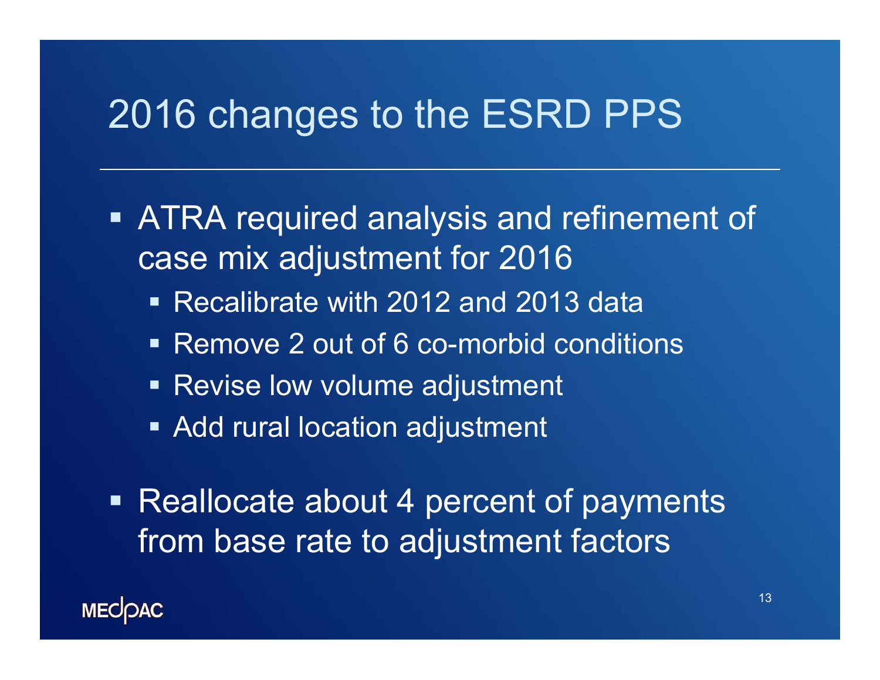# 2016 changes to the ESRD PPS

- ATRA required analysis and refinement of case mix adjustment for 2016
  - Recalibrate with 2012 and 2013 data
  - Remove 2 out of 6 co-morbid conditions
  - Revise low volume adjustment
  - Add rural location adjustment
- Reallocate about 4 percent of payments from base rate to adjustment factors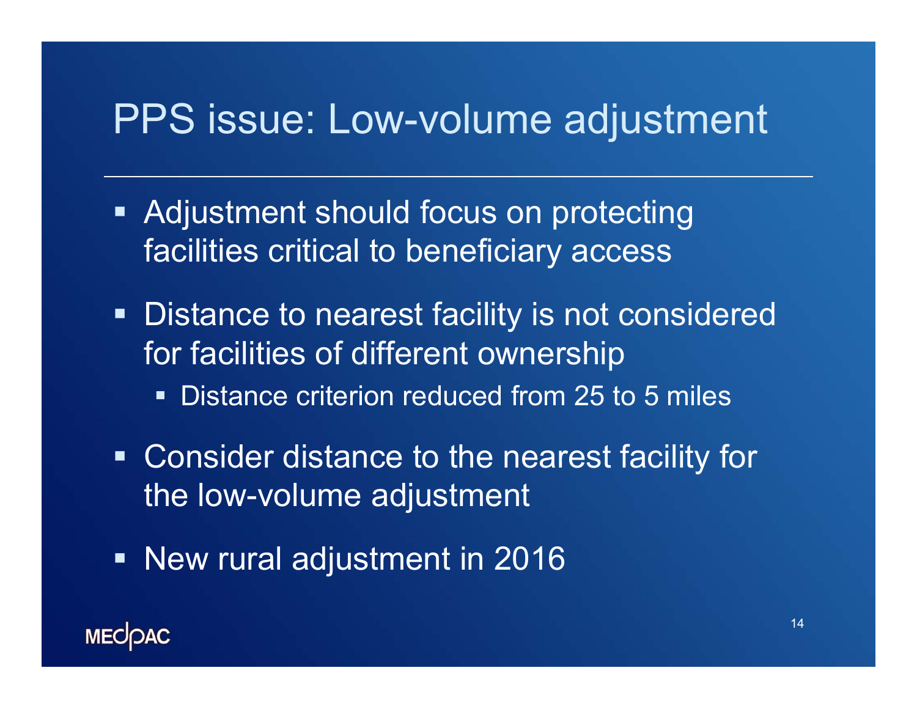# PPS issue: Low-volume adjustment

- Adjustment should focus on protecting facilities critical to beneficiary access
- Distance to nearest facility is not considered for facilities of different ownership
  - Distance criterion reduced from 25 to 5 miles
- Consider distance to the nearest facility for the low-volume adjustment
- New rural adjustment in 2016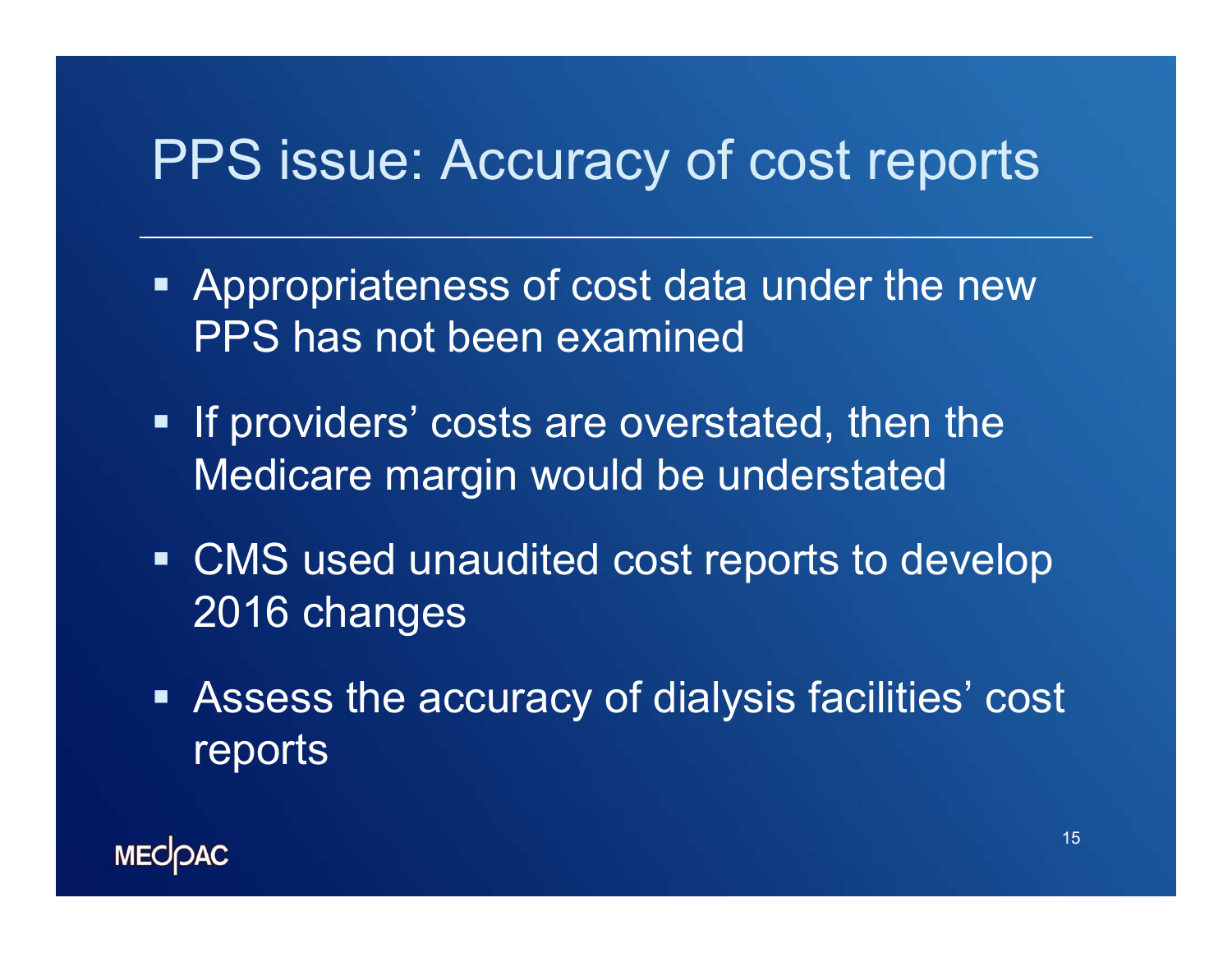# PPS issue: Accuracy of cost reports

- Appropriateness of cost data under the new PPS has not been examined
- If providers' costs are overstated, then the Medicare margin would be understated
- CMS used unaudited cost reports to develop 2016 changes
- Assess the accuracy of dialysis facilities' cost reports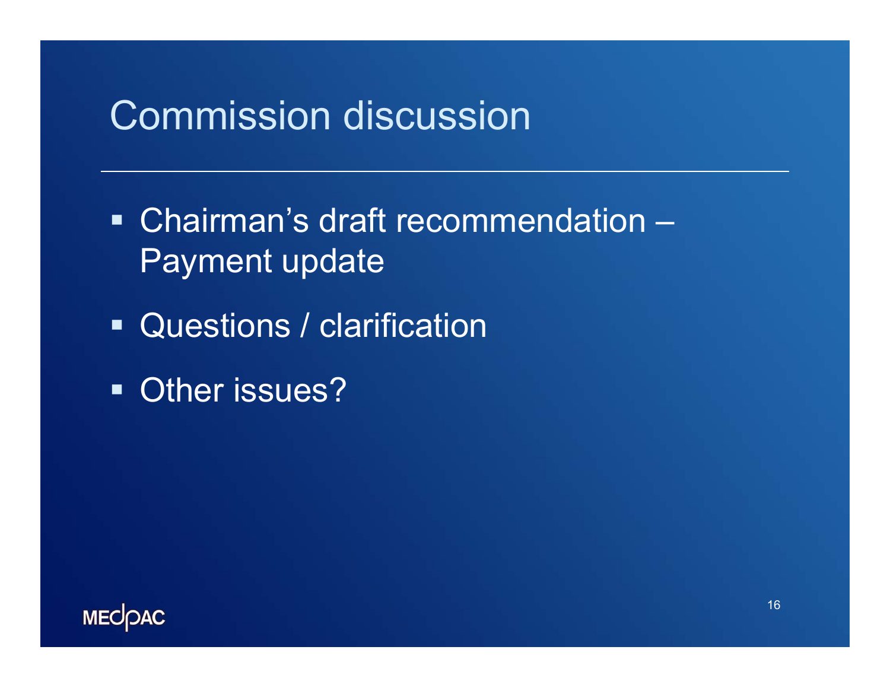# Commission discussion

- Chairman’s draft recommendation – Payment update
- Questions / clarification
- Other issues?